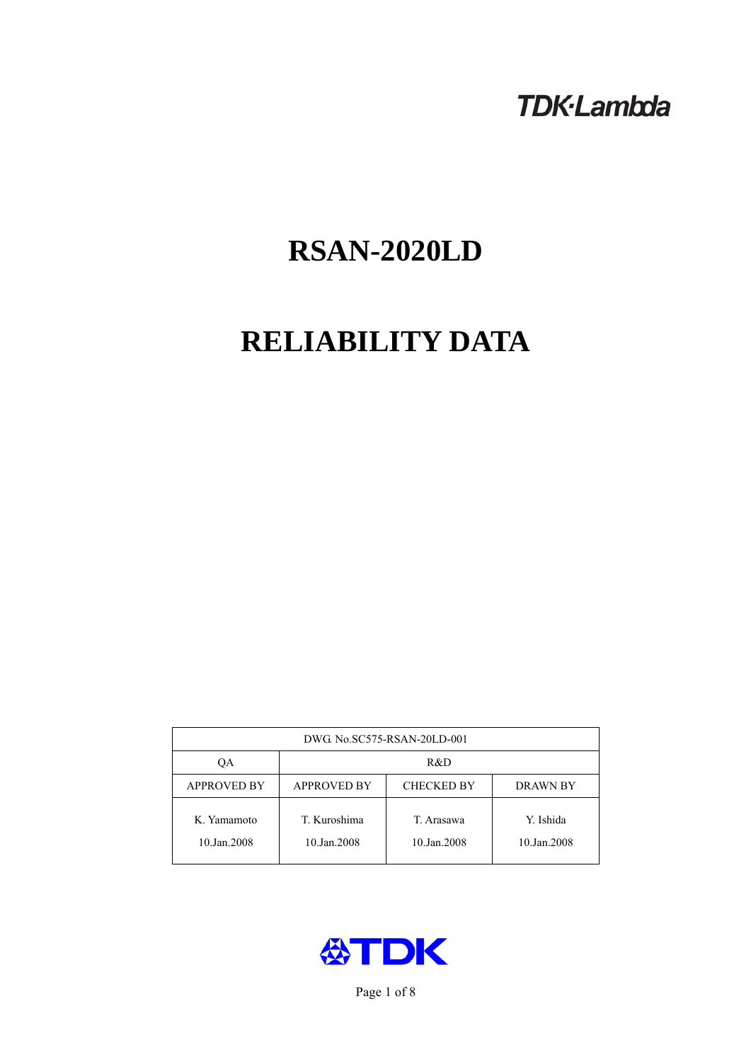TDK·Lambda

# RSAN-2020LD

# RELIABILITY DATA

| DWG. No.SC575-RSAN-20LD-001 | | | |
|---|---|---|---|
| QA | R&D | | |
| APPROVED BY | APPROVED BY | CHECKED BY | DRAWN BY |
| K. Yamamoto<br>10.Jan.2008 | T. Kuroshima<br>10.Jan.2008 | T. Arasawa<br>10.Jan.2008 | Y. Ishida<br>10.Jan.2008 |

TDK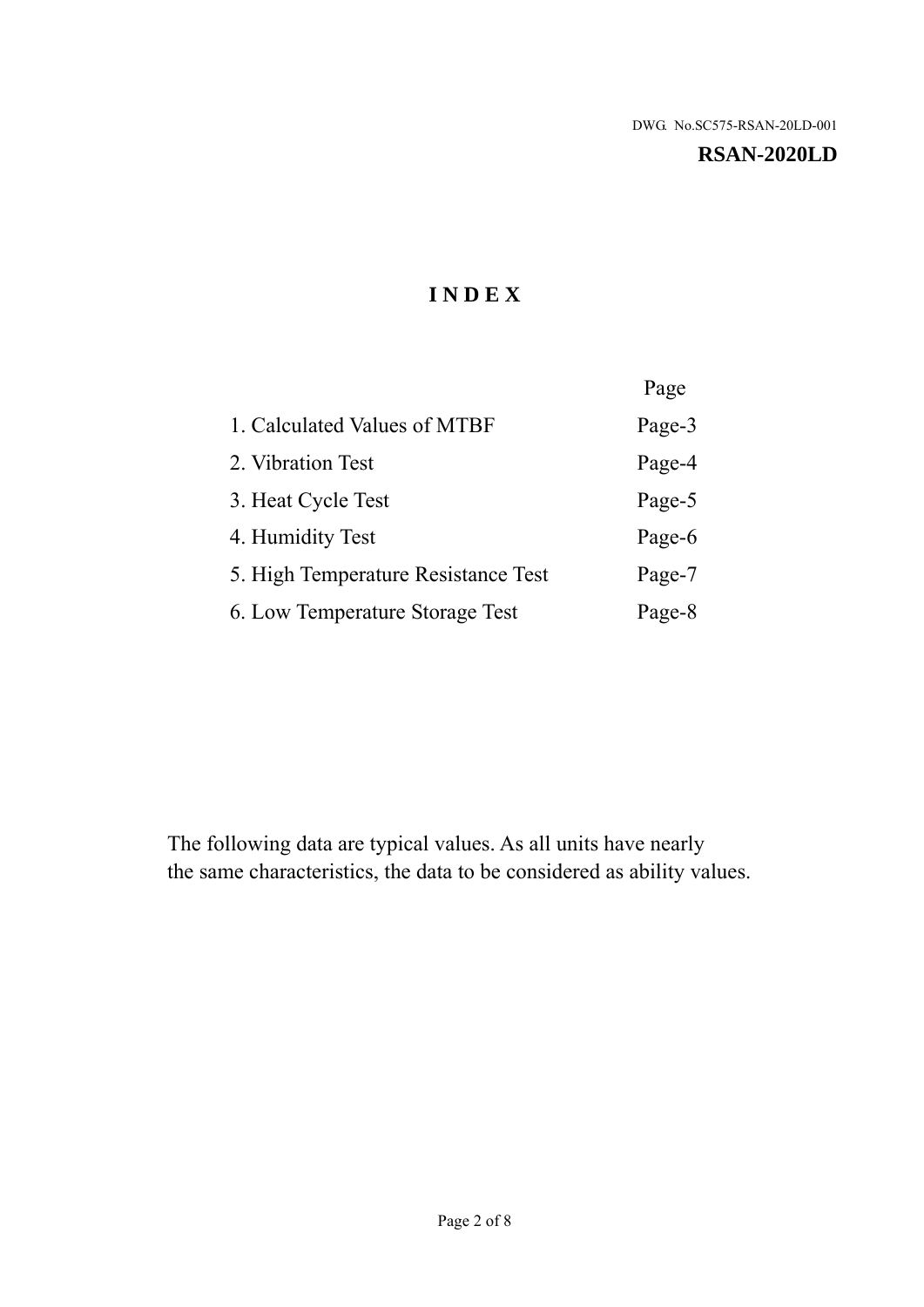DWG. No.SC575-RSAN-20LD-001

**RSAN-2020LD**

# I N D E X

| | Page |
|---|---|
| 1. Calculated Values of MTBF | Page-3 |
| 2. Vibration Test | Page-4 |
| 3. Heat Cycle Test | Page-5 |
| 4. Humidity Test | Page-6 |
| 5. High Temperature Resistance Test | Page-7 |
| 6. Low Temperature Storage Test | Page-8 |

The following data are typical values. As all units have nearly the same characteristics, the data to be considered as ability values.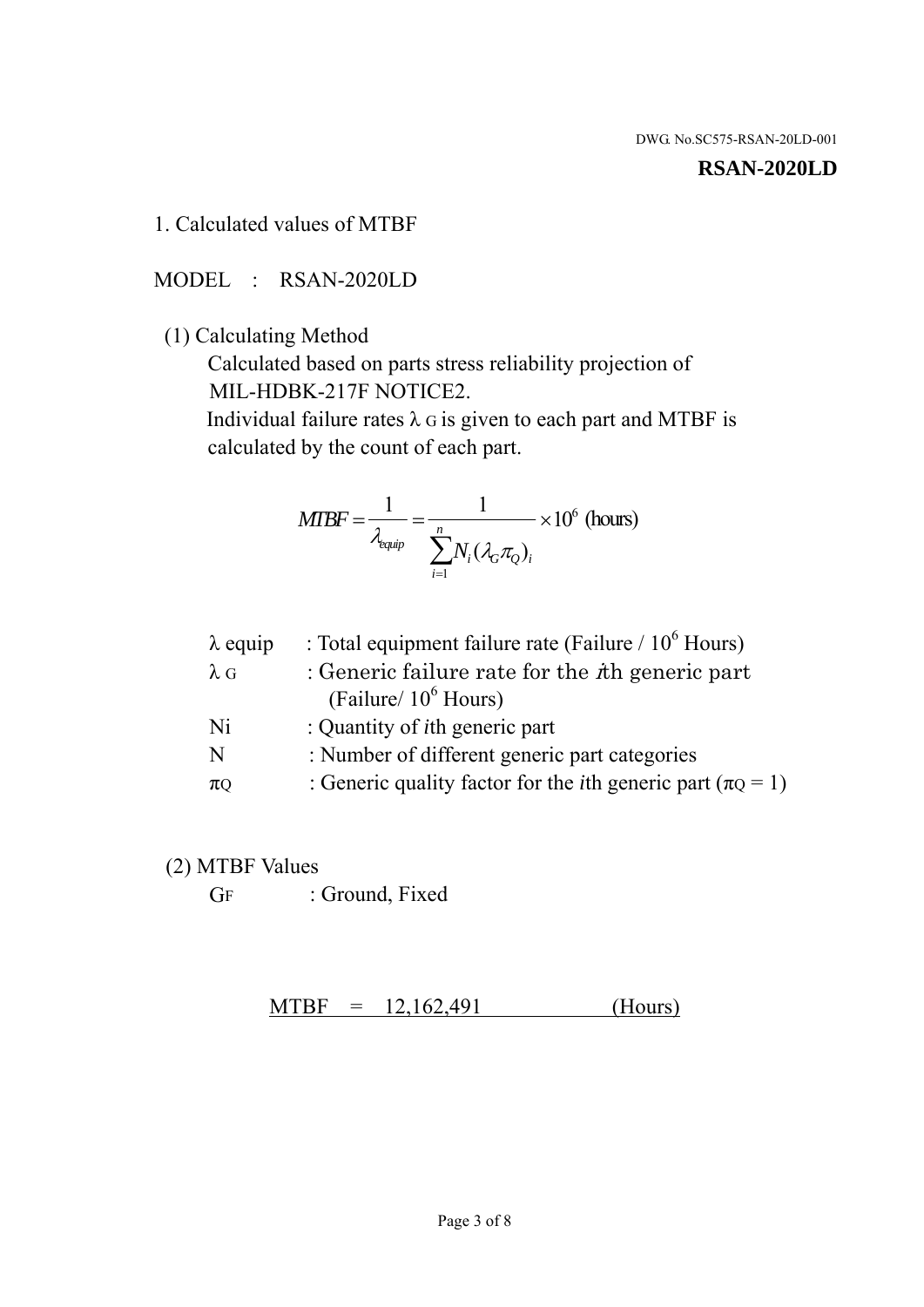DWG. No.SC575-RSAN-20LD-001

**RSAN-2020LD**

1. Calculated values of MTBF

MODEL : RSAN-2020LD

(1) Calculating Method

Calculated based on parts stress reliability projection of MIL-HDBK-217F NOTICE2.

Individual failure rates $\lambda_G$ is given to each part and MTBF is calculated by the count of each part.

$$MTBF = \frac{1}{\lambda_{equip}} = \frac{1}{\sum_{i=1}^{n} N_i (\lambda_G \pi_Q)_i} \times 10^6 \text{ (hours)}$$

| | |
|---|---|
| $\lambda$ equip | : Total equipment failure rate (Failure / $10^6$ Hours) |
| $\lambda_G$ | : Generic failure rate for the *i*th generic part (Failure/ $10^6$ Hours) |
| Ni | : Quantity of *i*th generic part |
| N | : Number of different generic part categories |
| $\pi_Q$ | : Generic quality factor for the *i*th generic part ($\pi_Q = 1$) |

(2) MTBF Values

$G_F$ : Ground, Fixed

MTBF = 12,162,491 (Hours)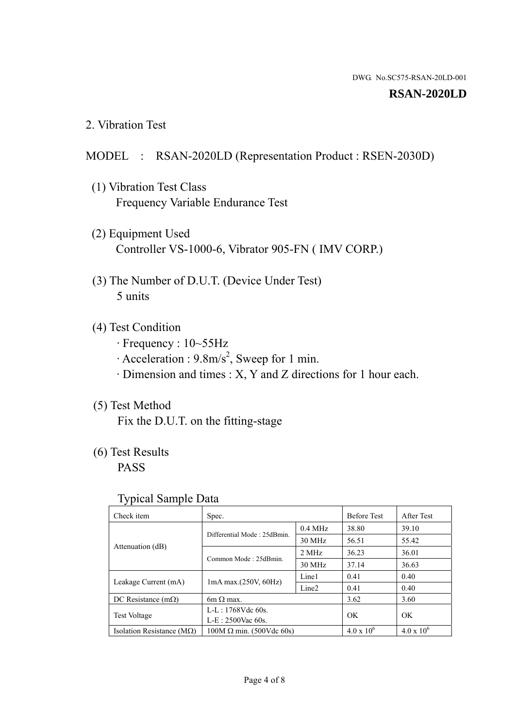DWG. No.SC575-RSAN-20LD-001

**RSAN-2020LD**

## 2. Vibration Test

MODEL : RSAN-2020LD (Representation Product : RSEN-2030D)

(1) Vibration Test Class
Frequency Variable Endurance Test

(2) Equipment Used
Controller VS-1000-6, Vibrator 905-FN ( IMV CORP.)

(3) The Number of D.U.T. (Device Under Test)
5 units

(4) Test Condition
· Frequency : 10~55Hz
· Acceleration : 9.8m/s$^2$, Sweep for 1 min.
· Dimension and times : X, Y and Z directions for 1 hour each.

(5) Test Method
Fix the D.U.T. on the fitting-stage

(6) Test Results
PASS

Typical Sample Data

| Check item | Spec. | | Before Test | After Test |
|---|---|---|---|---|
| Attenuation (dB) | Differential Mode : 25dBmin. | 0.4 MHz | 38.80 | 39.10 |
| | | 30 MHz | 56.51 | 55.42 |
| | Common Mode : 25dBmin. | 2 MHz | 36.23 | 36.01 |
| | | 30 MHz | 37.14 | 36.63 |
| Leakage Current (mA) | 1mA max.(250V, 60Hz) | Line1 | 0.41 | 0.40 |
| | | Line2 | 0.41 | 0.40 |
| DC Resistance (mΩ) | 6m Ω max. | | 3.62 | 3.60 |
| Test Voltage | L-L : 1768Vdc 60s. L-E : 2500Vac 60s. | | OK | OK |
| Isolation Resistance (MΩ) | 100M Ω min. (500Vdc 60s) | | $4.0 \times 10^6$ | $4.0 \times 10^6$ |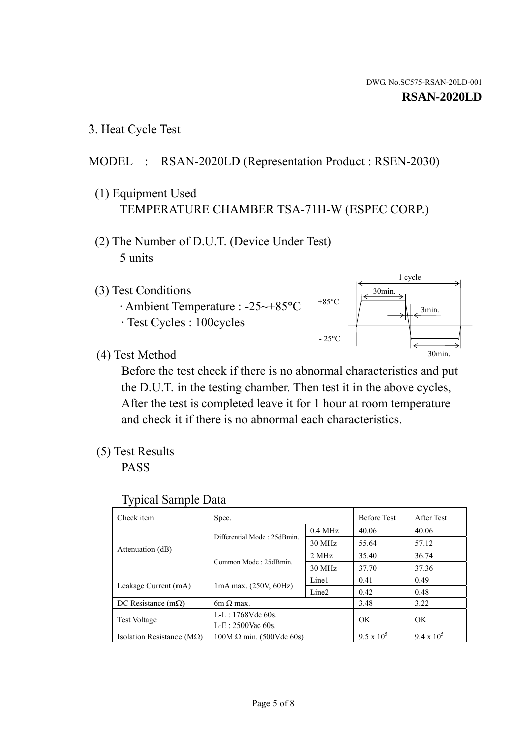DWG. No.SC575-RSAN-20LD-001

**RSAN-2020LD**

3. Heat Cycle Test

MODEL : RSAN-2020LD (Representation Product : RSEN-2030)

(1) Equipment Used
TEMPERATURE CHAMBER TSA-71H-W (ESPEC CORP.)

(2) The Number of D.U.T. (Device Under Test)
5 units

(3) Test Conditions
· Ambient Temperature : -25~+85°C
· Test Cycles : 100cycles

1 cycle
30min.
+85°C
3min.
- 25°C
30min.

(4) Test Method
Before the test check if there is no abnormal characteristics and put the D.U.T. in the testing chamber. Then test it in the above cycles, After the test is completed leave it for 1 hour at room temperature and check it if there is no abnormal each characteristics.

(5) Test Results
PASS

Typical Sample Data

| Check item | Spec. | | Before Test | After Test |
|---|---|---|---|---|
| Attenuation (dB) | Differential Mode : 25dBmin. | 0.4 MHz | 40.06 | 40.06 |
| | | 30 MHz | 55.64 | 57.12 |
| | Common Mode : 25dBmin. | 2 MHz | 35.40 | 36.74 |
| | | 30 MHz | 37.70 | 37.36 |
| Leakage Current (mA) | 1mA max. (250V, 60Hz) | Line1 | 0.41 | 0.49 |
| | | Line2 | 0.42 | 0.48 |
| DC Resistance (mΩ) | 6m Ω max. | | 3.48 | 3.22 |
| Test Voltage | L-L : 1768Vdc 60s.<br>L-E : 2500Vac 60s. | | OK | OK |
| Isolation Resistance (MΩ) | 100M Ω min. (500Vdc 60s) | | $9.5 \times 10^5$ | $9.4 \times 10^5$ |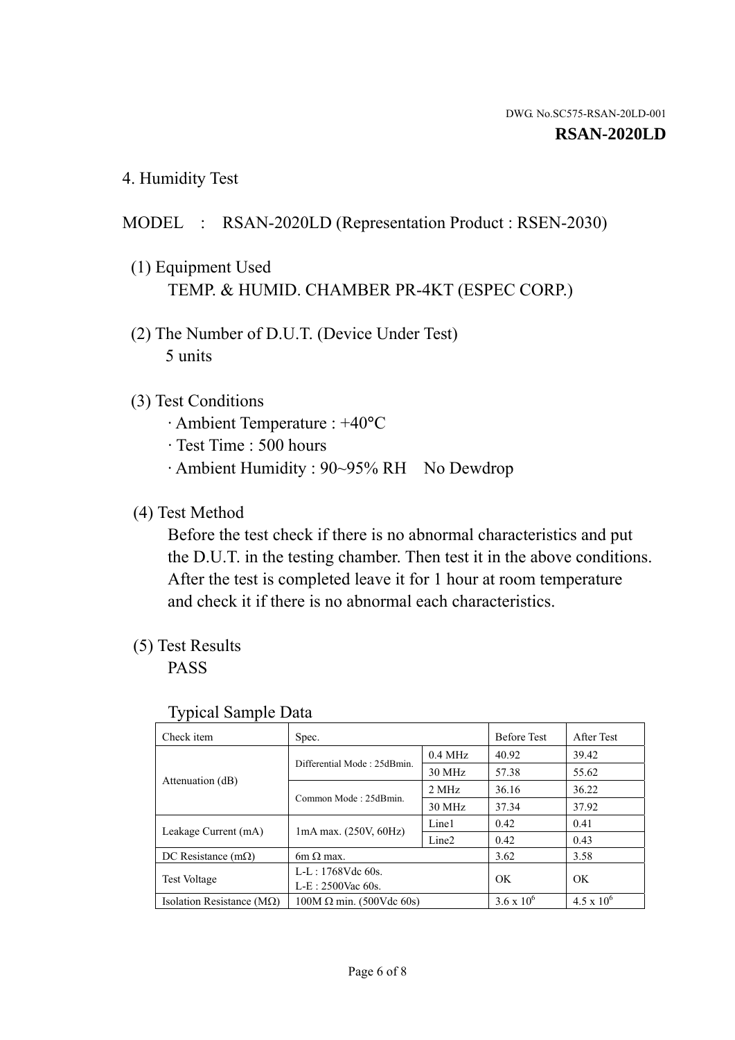DWG. No.SC575-RSAN-20LD-001

**RSAN-2020LD**

## 4. Humidity Test

MODEL : RSAN-2020LD (Representation Product : RSEN-2030)

(1) Equipment Used

TEMP. & HUMID. CHAMBER PR-4KT (ESPEC CORP.)

(2) The Number of D.U.T. (Device Under Test)

5 units

(3) Test Conditions

- Ambient Temperature : +40°C
- Test Time : 500 hours
- Ambient Humidity : 90~95% RH No Dewdrop

(4) Test Method

Before the test check if there is no abnormal characteristics and put the D.U.T. in the testing chamber. Then test it in the above conditions. After the test is completed leave it for 1 hour at room temperature and check it if there is no abnormal each characteristics.

(5) Test Results

PASS

Typical Sample Data

| Check item | Spec. | | Before Test | After Test |
|---|---|---|---|---|
| Attenuation (dB) | Differential Mode : 25dBmin. | 0.4 MHz | 40.92 | 39.42 |
| | | 30 MHz | 57.38 | 55.62 |
| | Common Mode : 25dBmin. | 2 MHz | 36.16 | 36.22 |
| | | 30 MHz | 37.34 | 37.92 |
| Leakage Current (mA) | 1mA max. (250V, 60Hz) | Line1 | 0.42 | 0.41 |
| | | Line2 | 0.42 | 0.43 |
| DC Resistance (mΩ) | 6m Ω max. | | 3.62 | 3.58 |
| Test Voltage | L-L : 1768Vdc 60s.<br>L-E : 2500Vac 60s. | | OK | OK |
| Isolation Resistance (MΩ) | 100M Ω min. (500Vdc 60s) | | $3.6 \times 10^6$ | $4.5 \times 10^6$ |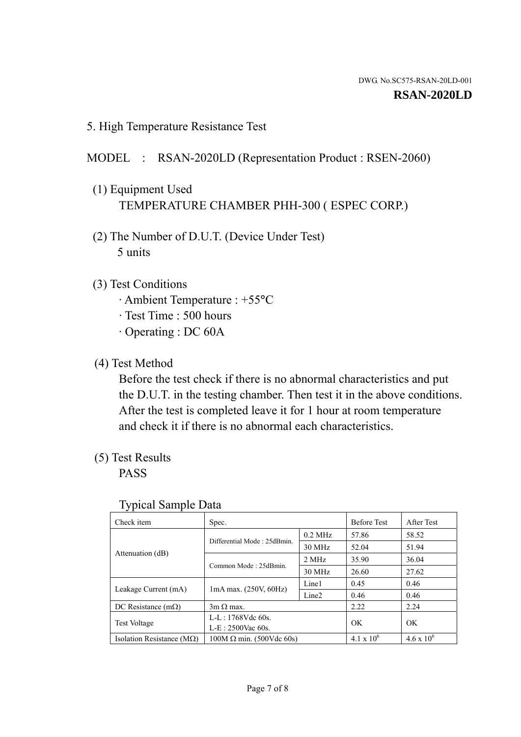DWG. No.SC575-RSAN-20LD-001

**RSAN-2020LD**

## 5. High Temperature Resistance Test

MODEL : RSAN-2020LD (Representation Product : RSEN-2060)

(1) Equipment Used
TEMPERATURE CHAMBER PHH-300 ( ESPEC CORP.)

(2) The Number of D.U.T. (Device Under Test)
5 units

(3) Test Conditions
· Ambient Temperature : +55°C
· Test Time : 500 hours
· Operating : DC 60A

(4) Test Method
Before the test check if there is no abnormal characteristics and put the D.U.T. in the testing chamber. Then test it in the above conditions. After the test is completed leave it for 1 hour at room temperature and check it if there is no abnormal each characteristics.

(5) Test Results
PASS

Typical Sample Data

| Check item | Spec. | | Before Test | After Test |
|---|---|---|---|---|
| Attenuation (dB) | Differential Mode : 25dBmin. | 0.2 MHz | 57.86 | 58.52 |
| | | 30 MHz | 52.04 | 51.94 |
| | Common Mode : 25dBmin. | 2 MHz | 35.90 | 36.04 |
| | | 30 MHz | 26.60 | 27.62 |
| Leakage Current (mA) | 1mA max. (250V, 60Hz) | Line1 | 0.45 | 0.46 |
| | | Line2 | 0.46 | 0.46 |
| DC Resistance (mΩ) | 3m Ω max. | | 2.22 | 2.24 |
| Test Voltage | L-L : 1768Vdc 60s. L-E : 2500Vac 60s. | | OK | OK |
| Isolation Resistance (MΩ) | 100M Ω min. (500Vdc 60s) | | $4.1 \times 10^6$ | $4.6 \times 10^6$ |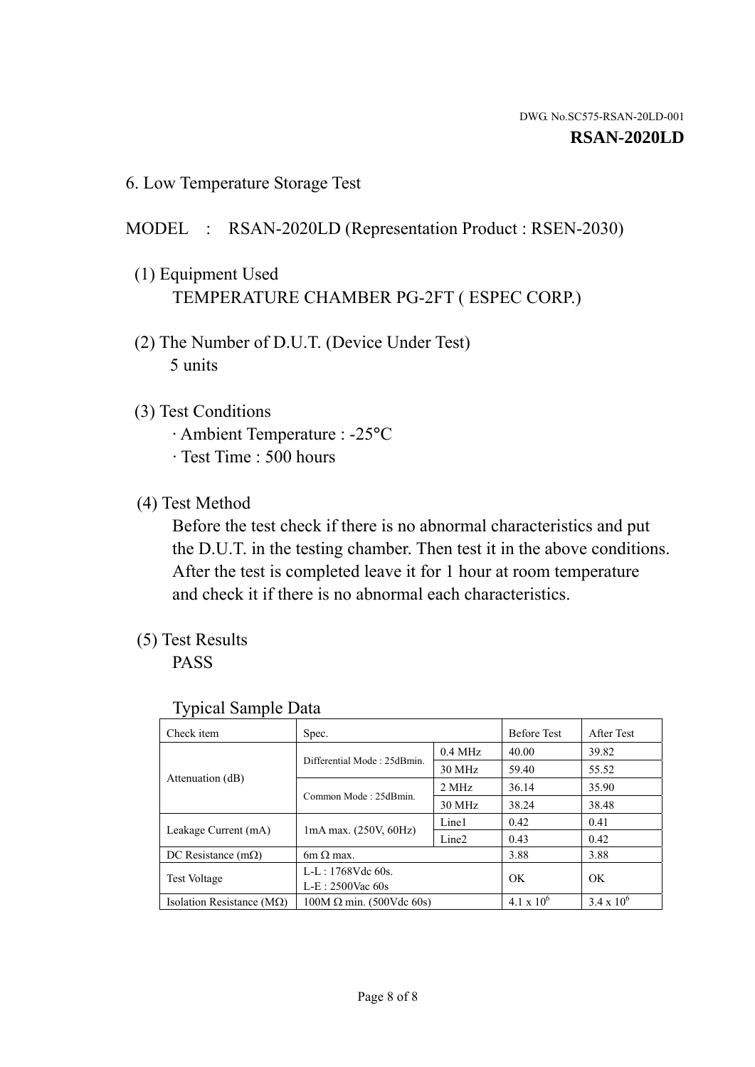DWG. No.SC575-RSAN-20LD-001

**RSAN-2020LD**

## 6. Low Temperature Storage Test

MODEL : RSAN-2020LD (Representation Product : RSEN-2030)

(1) Equipment Used
TEMPERATURE CHAMBER PG-2FT ( ESPEC CORP.)

(2) The Number of D.U.T. (Device Under Test)
5 units

(3) Test Conditions
· Ambient Temperature : -25°C
· Test Time : 500 hours

(4) Test Method
Before the test check if there is no abnormal characteristics and put the D.U.T. in the testing chamber. Then test it in the above conditions. After the test is completed leave it for 1 hour at room temperature and check it if there is no abnormal each characteristics.

(5) Test Results
PASS

Typical Sample Data

| Check item | Spec. | | Before Test | After Test |
|---|---|---|---|---|
| Attenuation (dB) | Differential Mode : 25dBmin. | 0.4 MHz | 40.00 | 39.82 |
| | | 30 MHz | 59.40 | 55.52 |
| | Common Mode : 25dBmin. | 2 MHz | 36.14 | 35.90 |
| | | 30 MHz | 38.24 | 38.48 |
| Leakage Current (mA) | 1mA max. (250V, 60Hz) | Line1 | 0.42 | 0.41 |
| | | Line2 | 0.43 | 0.42 |
| DC Resistance (mΩ) | 6m Ω max. | | 3.88 | 3.88 |
| Test Voltage | L-L : 1768Vdc 60s. L-E : 2500Vac 60s | | OK | OK |
| Isolation Resistance (MΩ) | 100M Ω min. (500Vdc 60s) | | $4.1 \times 10^6$ | $3.4 \times 10^6$ |